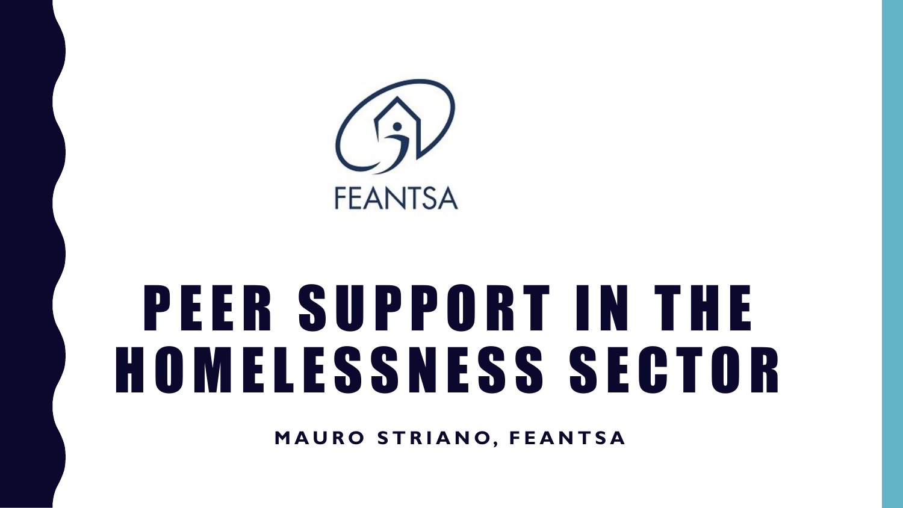FEANTSA

# PEER SUPPORT IN THE HOMELESSNESS SECTOR

**MAURO STRIANO, FEANTSA**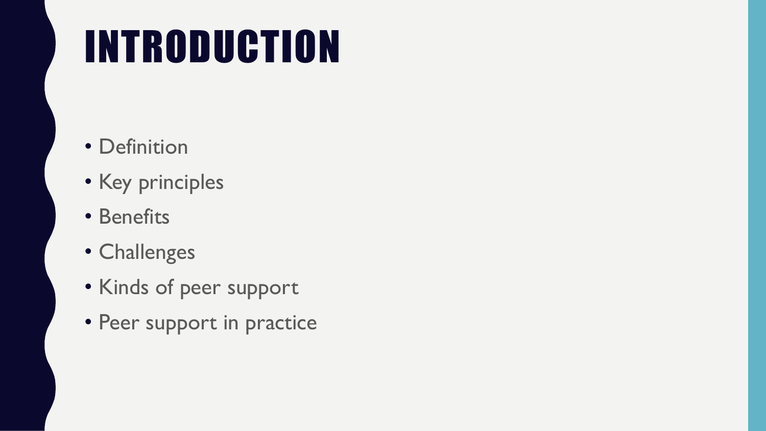# INTRODUCTION

- Definition
- Key principles
- Benefits
- Challenges
- Kinds of peer support
- Peer support in practice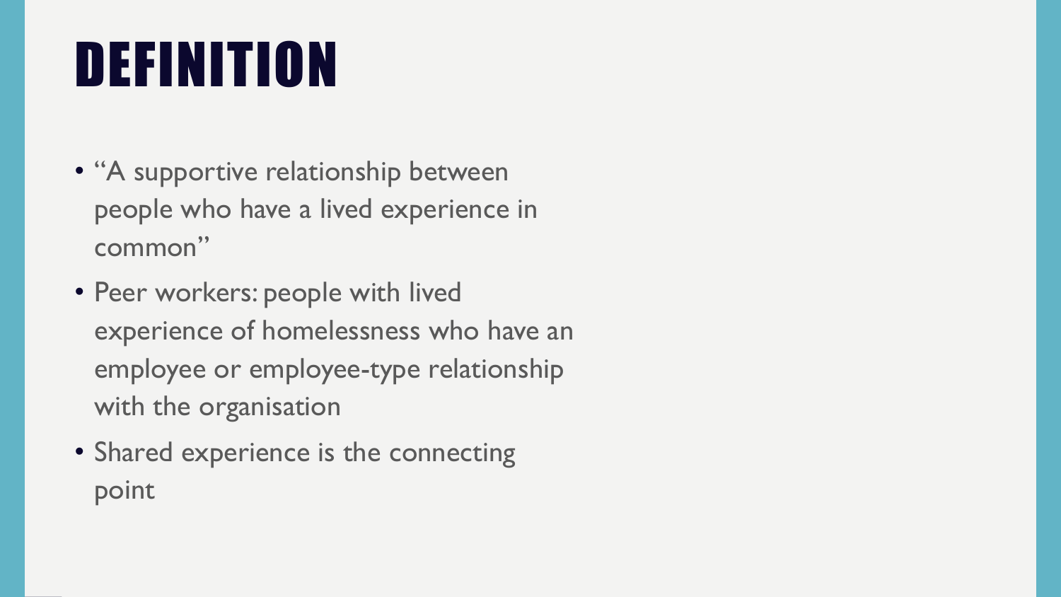# DEFINITION

- "A supportive relationship between people who have a lived experience in common"
- Peer workers: people with lived experience of homelessness who have an employee or employee-type relationship with the organisation
- Shared experience is the connecting point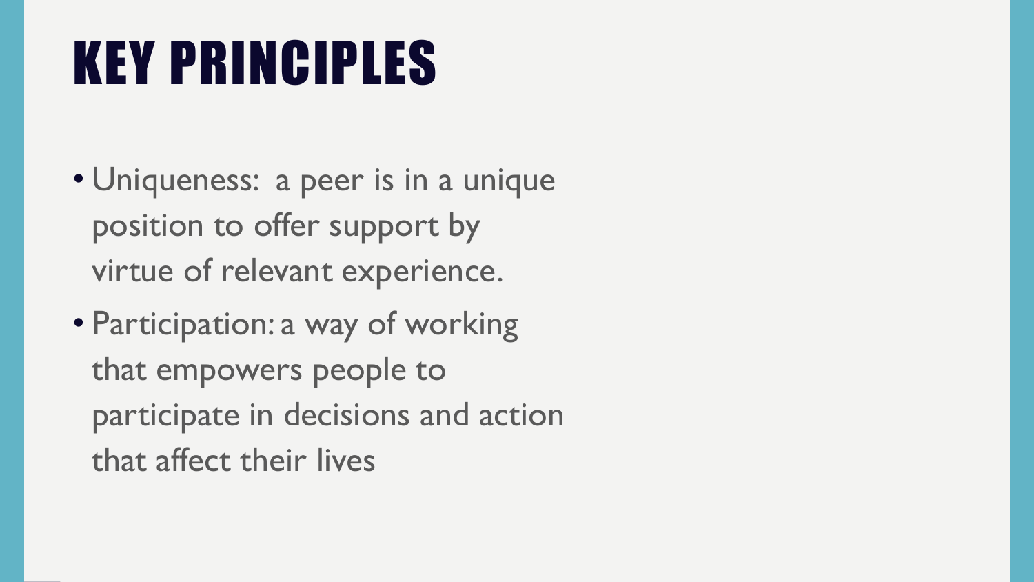# KEY PRINCIPLES

- Uniqueness: a peer is in a unique position to offer support by virtue of relevant experience.
- Participation: a way of working that empowers people to participate in decisions and action that affect their lives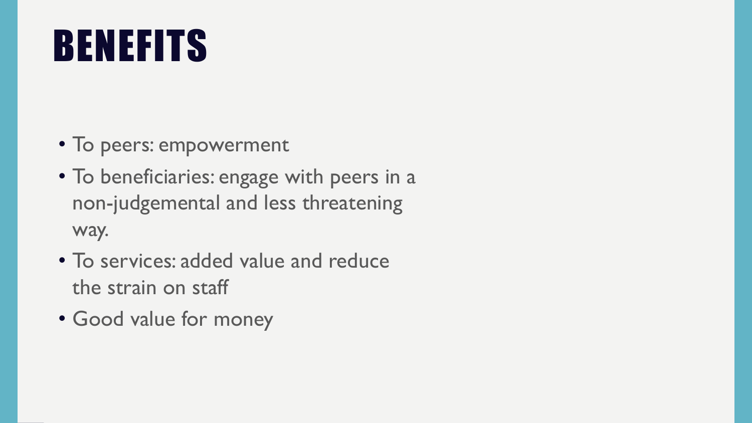# BENEFITS

- To peers: empowerment
- To beneficiaries: engage with peers in a non-judgemental and less threatening way.
- To services: added value and reduce the strain on staff
- Good value for money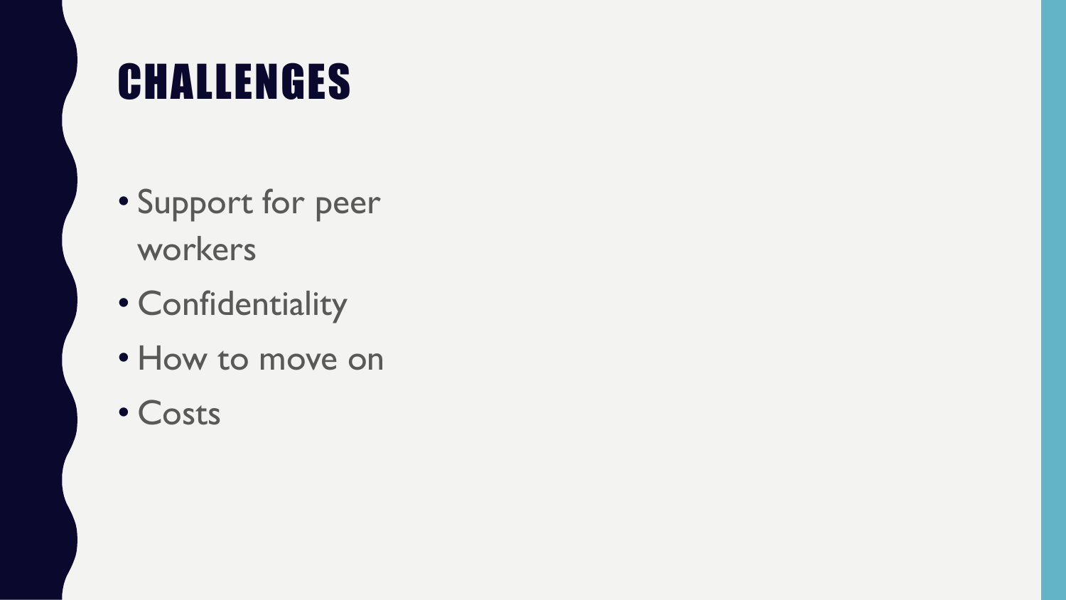# CHALLENGES

- Support for peer workers
- Confidentiality
- How to move on
- Costs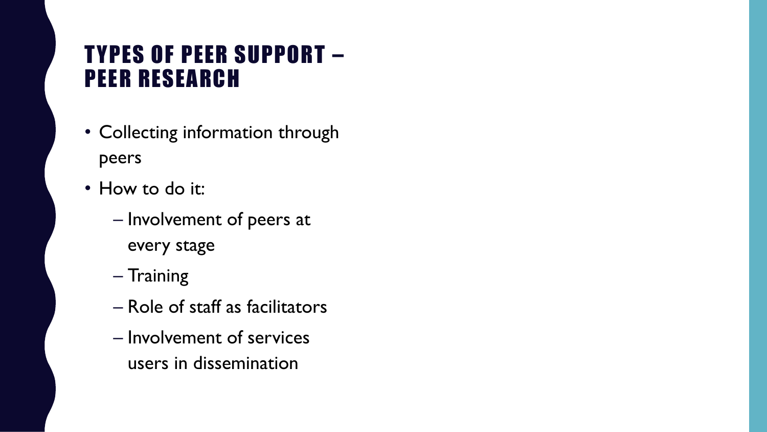# TYPES OF PEER SUPPORT – PEER RESEARCH

- Collecting information through peers
- How to do it:
  - Involvement of peers at every stage
  - Training
  - Role of staff as facilitators
  - Involvement of services users in dissemination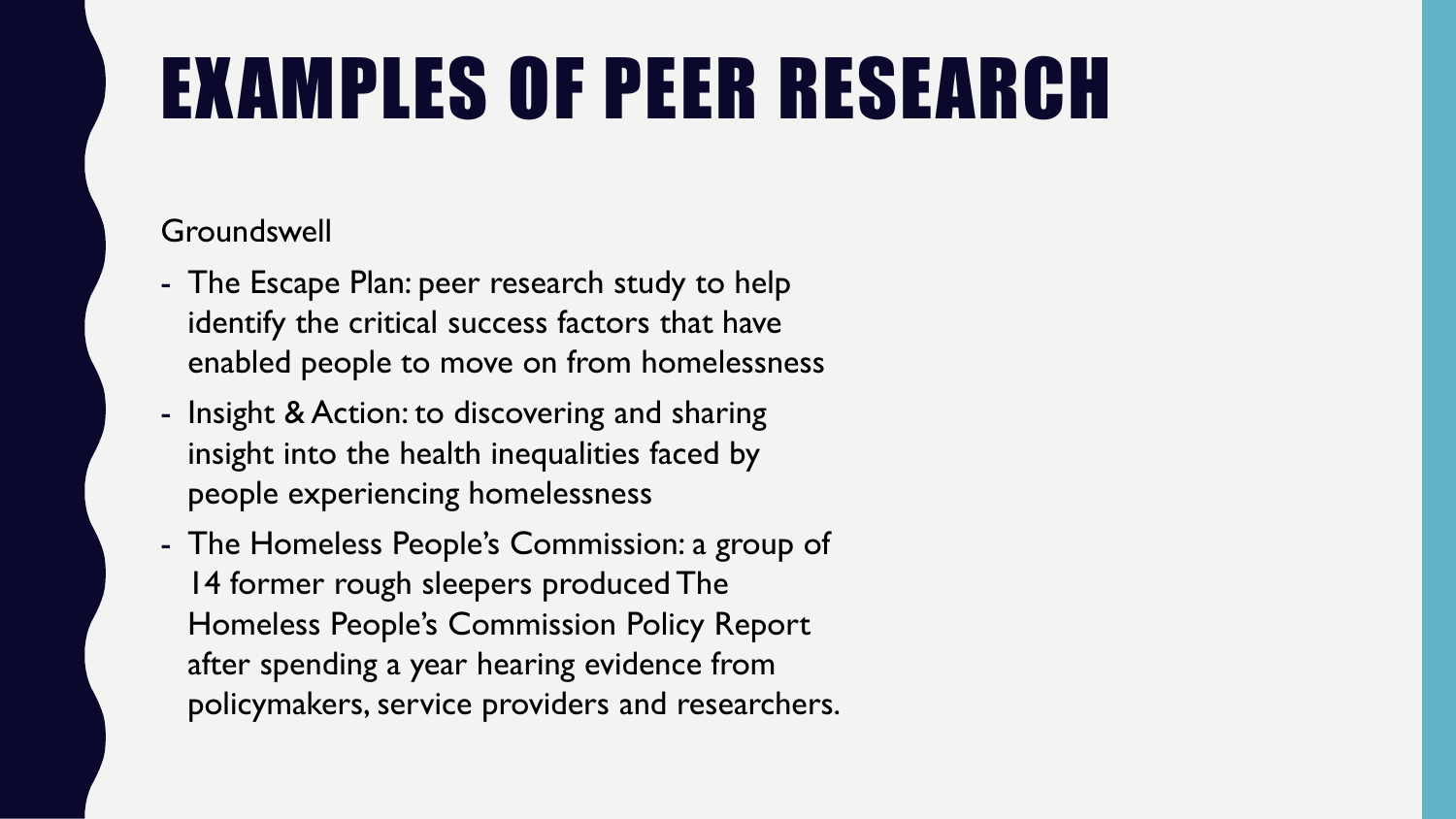# EXAMPLES OF PEER RESEARCH

Groundswell

- The Escape Plan: peer research study to help identify the critical success factors that have enabled people to move on from homelessness
- Insight & Action: to discovering and sharing insight into the health inequalities faced by people experiencing homelessness
- The Homeless People's Commission: a group of 14 former rough sleepers produced The Homeless People's Commission Policy Report after spending a year hearing evidence from policymakers, service providers and researchers.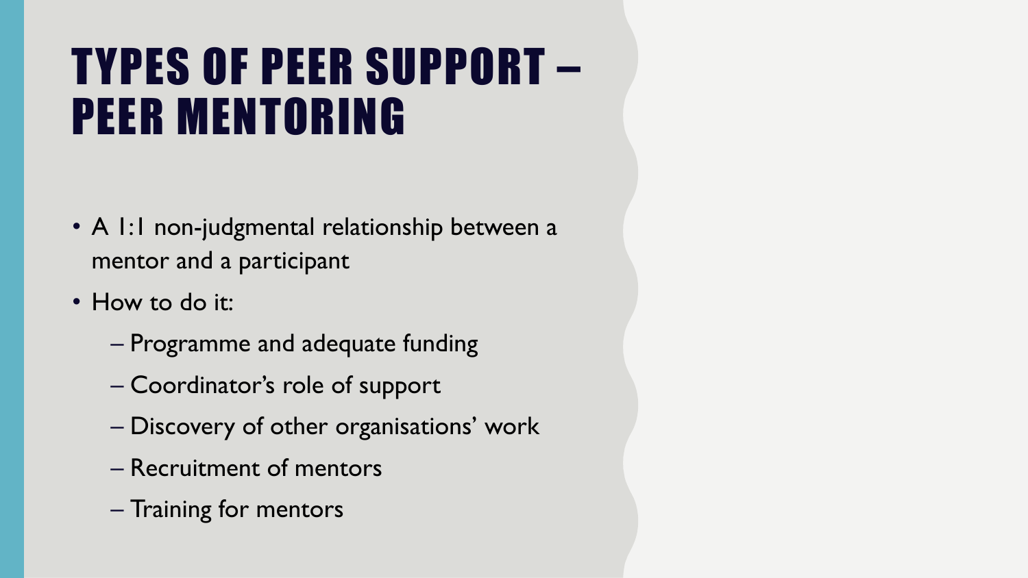# TYPES OF PEER SUPPORT – PEER MENTORING

- A 1:1 non-judgmental relationship between a mentor and a participant
- How to do it:
  - Programme and adequate funding
  - Coordinator's role of support
  - Discovery of other organisations' work
  - Recruitment of mentors
  - Training for mentors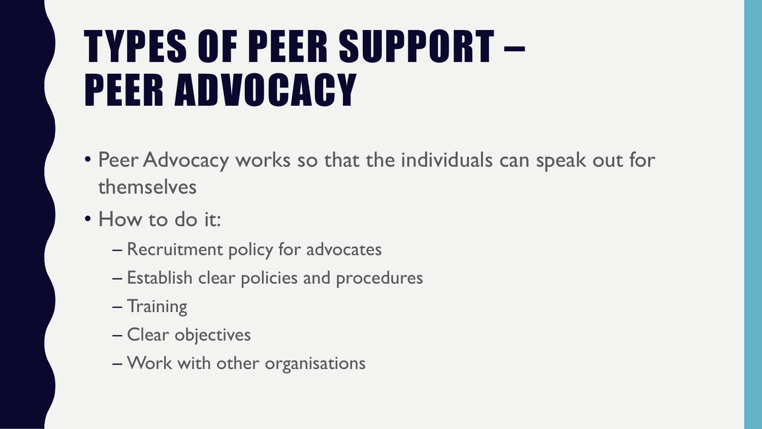# TYPES OF PEER SUPPORT – PEER ADVOCACY

- Peer Advocacy works so that the individuals can speak out for themselves
- How to do it:
  - Recruitment policy for advocates
  - Establish clear policies and procedures
  - Training
  - Clear objectives
  - Work with other organisations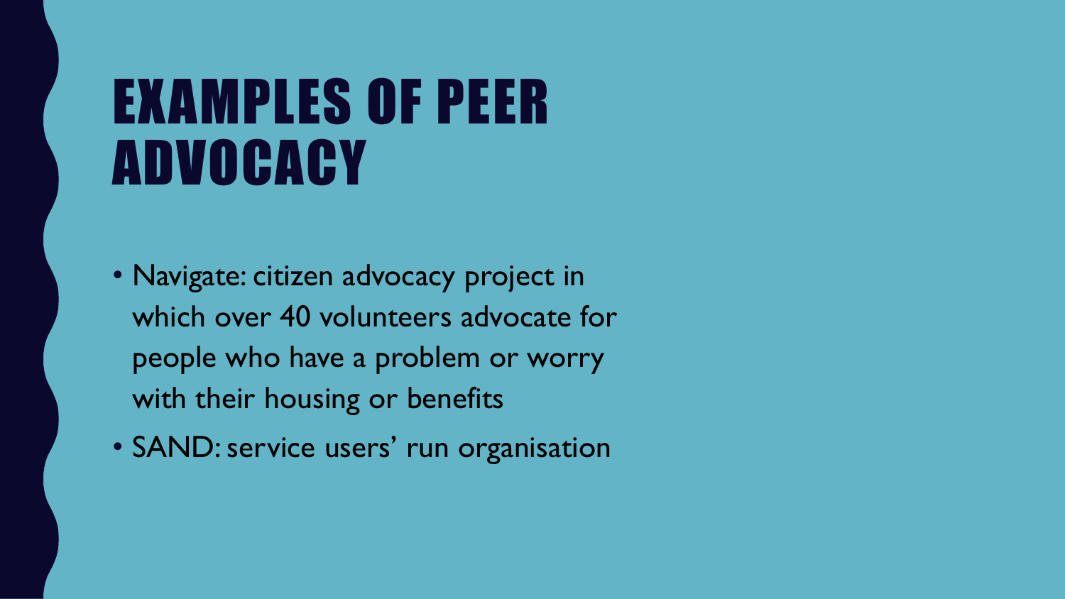# EXAMPLES OF PEER ADVOCACY

- Navigate: citizen advocacy project in which over 40 volunteers advocate for people who have a problem or worry with their housing or benefits
- SAND: service users' run organisation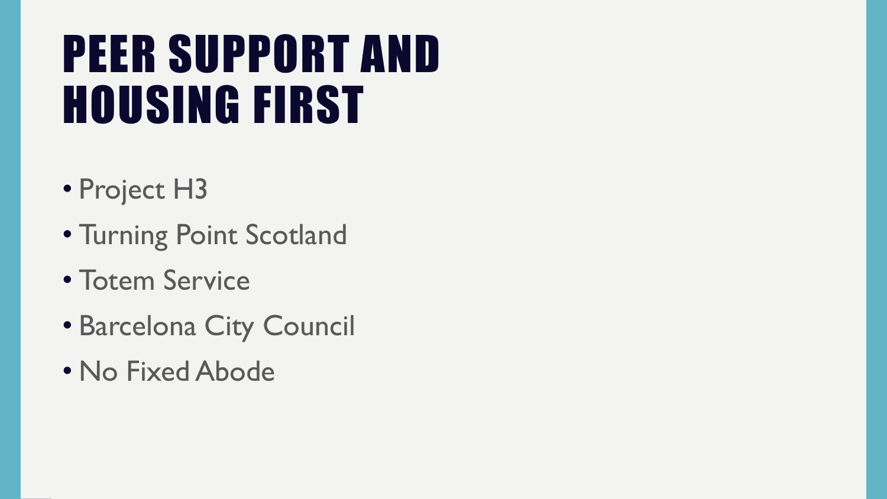# PEER SUPPORT AND HOUSING FIRST

- Project H3
- Turning Point Scotland
- Totem Service
- Barcelona City Council
- No Fixed Abode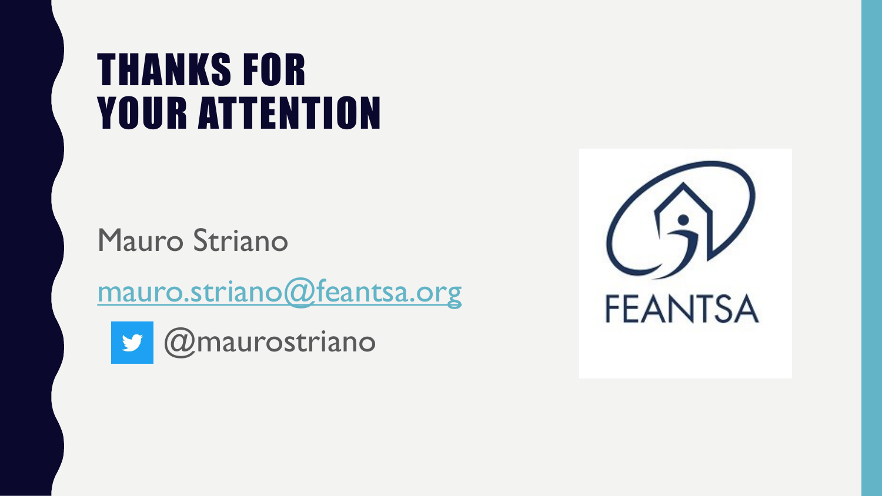# THANKS FOR YOUR ATTENTION

Mauro Striano

mauro.striano@feantsa.org

@maurostriano

FEANTSA